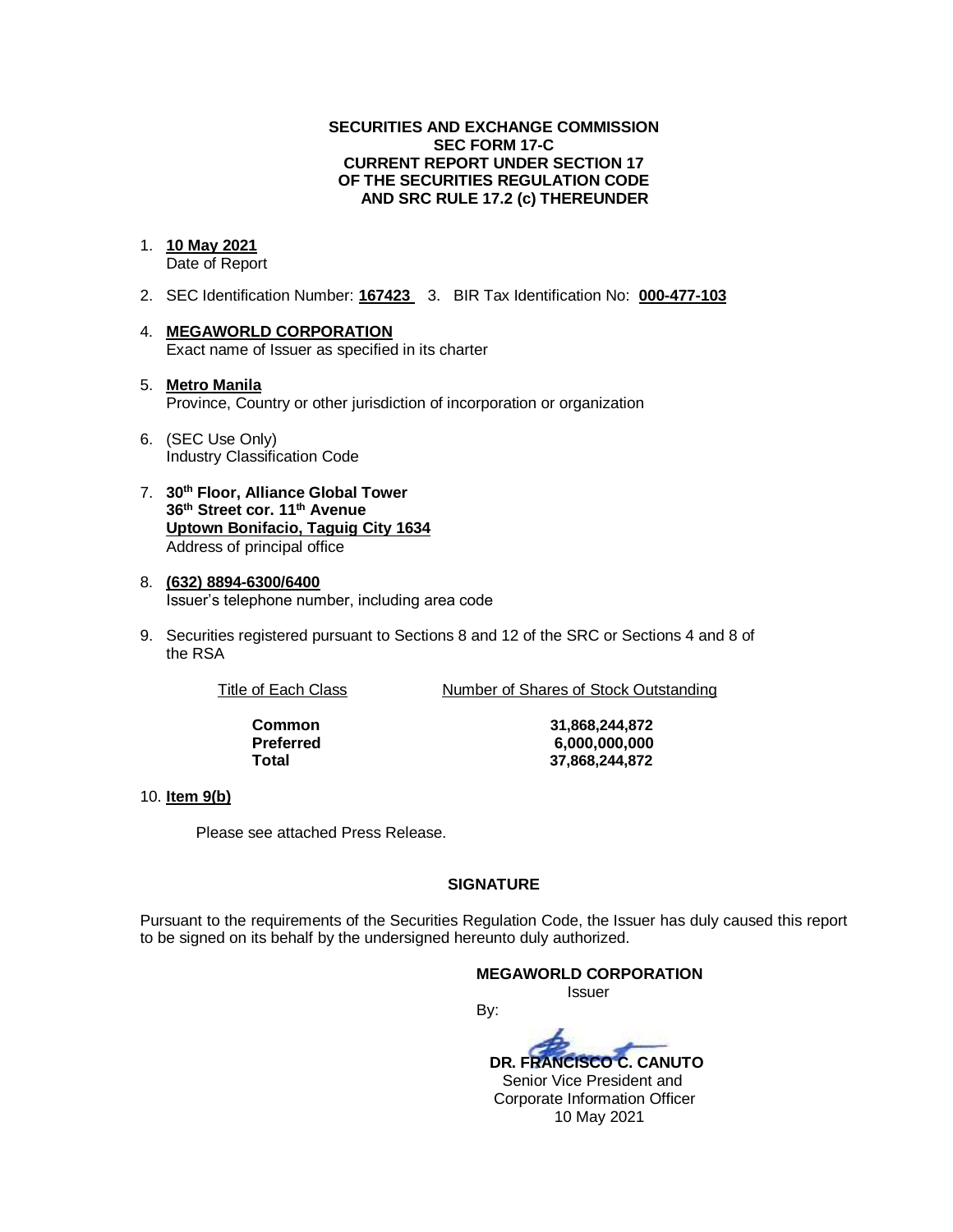**SECURITIES AND EXCHANGE COMMISSION**
**SEC FORM 17-C**
**CURRENT REPORT UNDER SECTION 17**
**OF THE SECURITIES REGULATION CODE**
**AND SRC RULE 17.2 (c) THEREUNDER**

1. **10 May 2021**
   Date of Report

2. SEC Identification Number: **167423** 3. BIR Tax Identification No: **000-477-103**

4. **MEGAWORLD CORPORATION**
   Exact name of Issuer as specified in its charter

5. **Metro Manila**
   Province, Country or other jurisdiction of incorporation or organization

6. (SEC Use Only)
   Industry Classification Code

7. **30th Floor, Alliance Global Tower**
   **36th Street cor. 11th Avenue**
   **Uptown Bonifacio, Taguig City 1634**
   Address of principal office

8. **(632) 8894-6300/6400**
   Issuer's telephone number, including area code

9. Securities registered pursuant to Sections 8 and 12 of the SRC or Sections 4 and 8 of the RSA

| Title of Each Class | Number of Shares of Stock Outstanding |
|---|---|
| **Common** | **31,868,244,872** |
| **Preferred** | **6,000,000,000** |
| **Total** | **37,868,244,872** |

10. **Item 9(b)**

Please see attached Press Release.

**SIGNATURE**

Pursuant to the requirements of the Securities Regulation Code, the Issuer has duly caused this report to be signed on its behalf by the undersigned hereunto duly authorized.

**MEGAWORLD CORPORATION**
Issuer

By:

**DR. FRANCISCO C. CANUTO**
Senior Vice President and
Corporate Information Officer
10 May 2021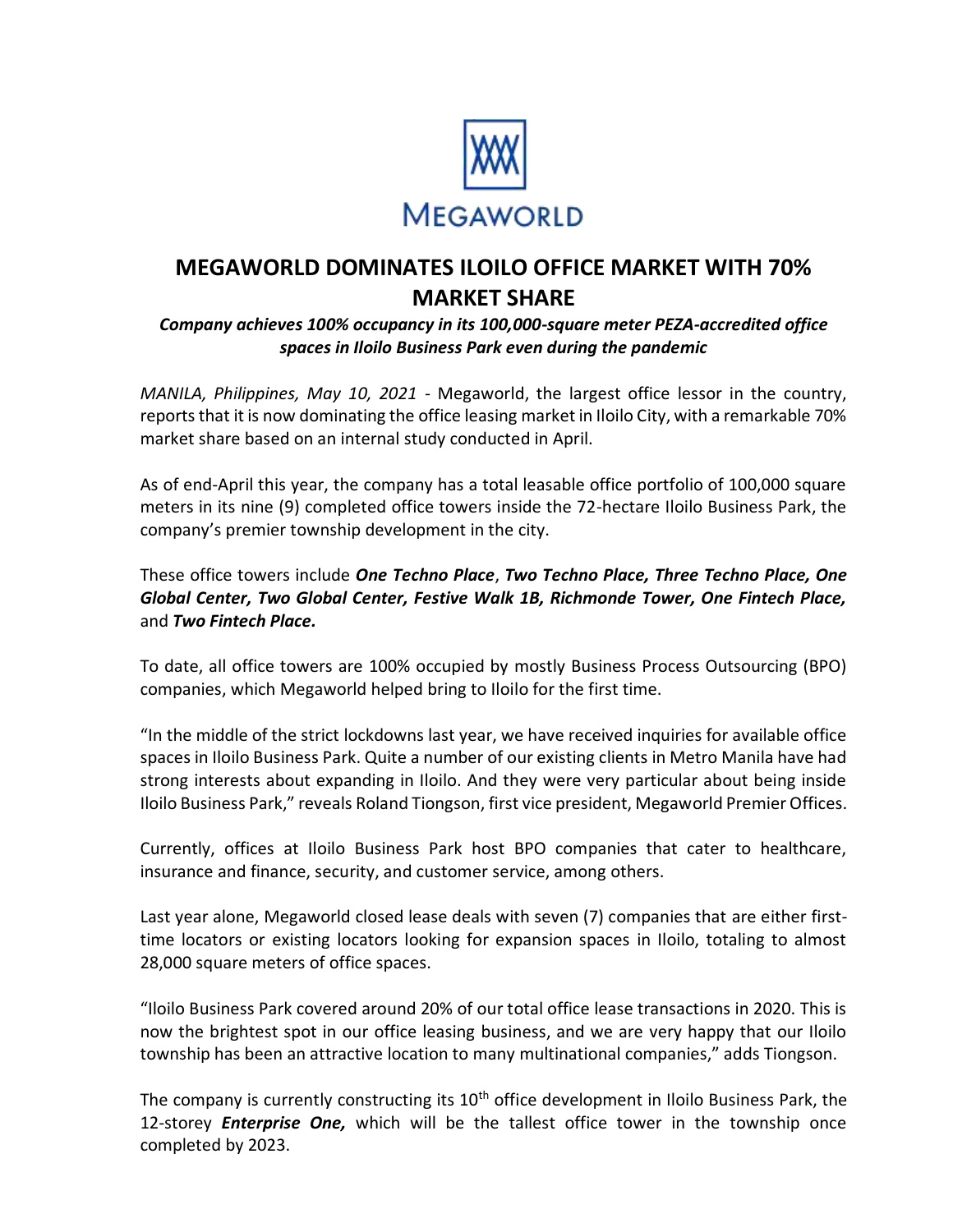MEGAWORLD

# MEGAWORLD DOMINATES ILOILO OFFICE MARKET WITH 70% MARKET SHARE

***Company achieves 100% occupancy in its 100,000-square meter PEZA-accredited office spaces in Iloilo Business Park even during the pandemic***

*MANILA, Philippines, May 10, 2021* - Megaworld, the largest office lessor in the country, reports that it is now dominating the office leasing market in Iloilo City, with a remarkable 70% market share based on an internal study conducted in April.

As of end-April this year, the company has a total leasable office portfolio of 100,000 square meters in its nine (9) completed office towers inside the 72-hectare Iloilo Business Park, the company's premier township development in the city.

These office towers include ***One Techno Place***, ***Two Techno Place, Three Techno Place, One Global Center, Two Global Center, Festive Walk 1B, Richmonde Tower, One Fintech Place,*** and ***Two Fintech Place.***

To date, all office towers are 100% occupied by mostly Business Process Outsourcing (BPO) companies, which Megaworld helped bring to Iloilo for the first time.

"In the middle of the strict lockdowns last year, we have received inquiries for available office spaces in Iloilo Business Park. Quite a number of our existing clients in Metro Manila have had strong interests about expanding in Iloilo. And they were very particular about being inside Iloilo Business Park," reveals Roland Tiongson, first vice president, Megaworld Premier Offices.

Currently, offices at Iloilo Business Park host BPO companies that cater to healthcare, insurance and finance, security, and customer service, among others.

Last year alone, Megaworld closed lease deals with seven (7) companies that are either first-time locators or existing locators looking for expansion spaces in Iloilo, totaling to almost 28,000 square meters of office spaces.

"Iloilo Business Park covered around 20% of our total office lease transactions in 2020. This is now the brightest spot in our office leasing business, and we are very happy that our Iloilo township has been an attractive location to many multinational companies," adds Tiongson.

The company is currently constructing its 10th office development in Iloilo Business Park, the 12-storey ***Enterprise One,*** which will be the tallest office tower in the township once completed by 2023.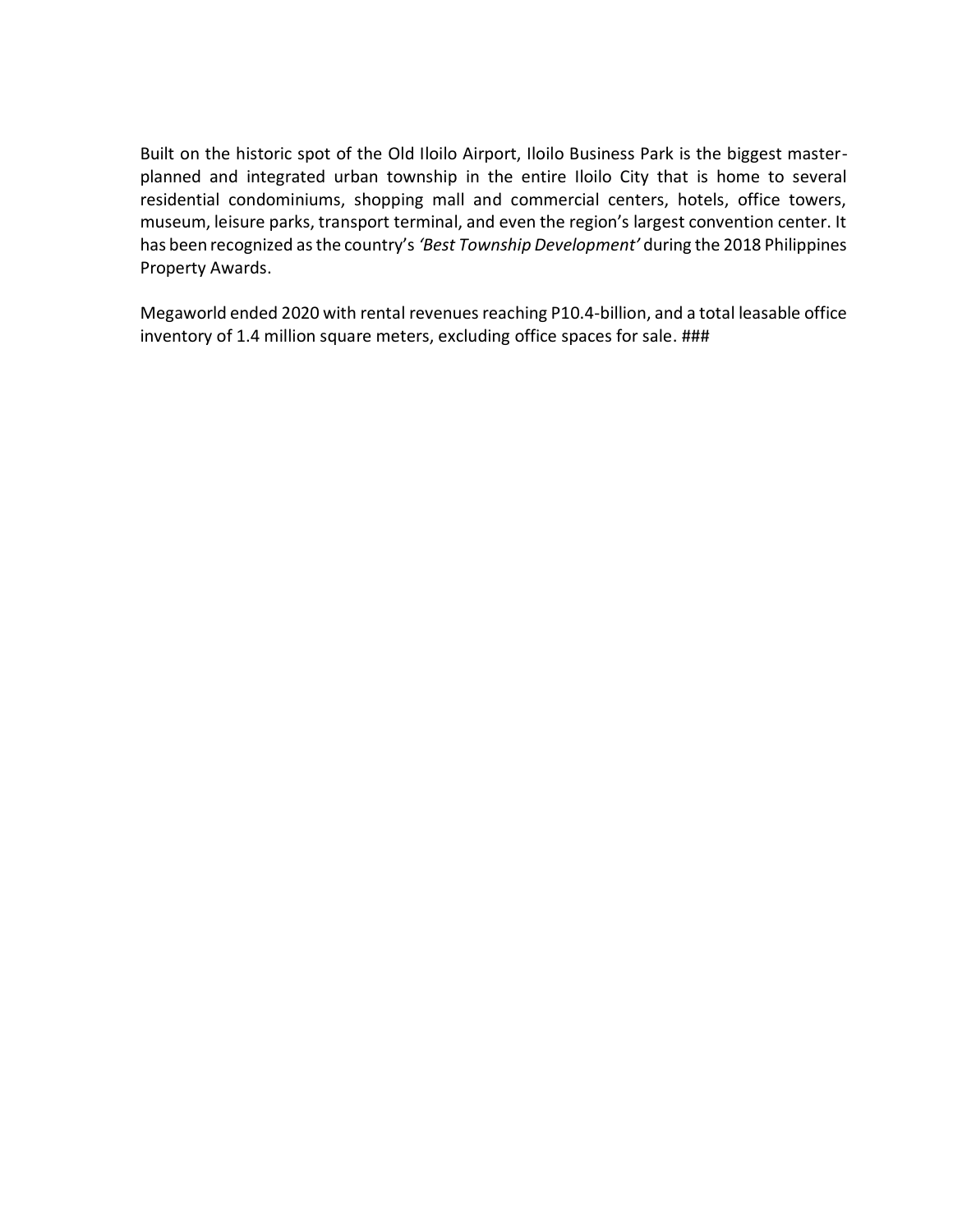Built on the historic spot of the Old Iloilo Airport, Iloilo Business Park is the biggest master-planned and integrated urban township in the entire Iloilo City that is home to several residential condominiums, shopping mall and commercial centers, hotels, office towers, museum, leisure parks, transport terminal, and even the region's largest convention center. It has been recognized as the country's *'Best Township Development'* during the 2018 Philippines Property Awards.

Megaworld ended 2020 with rental revenues reaching P10.4-billion, and a total leasable office inventory of 1.4 million square meters, excluding office spaces for sale. ###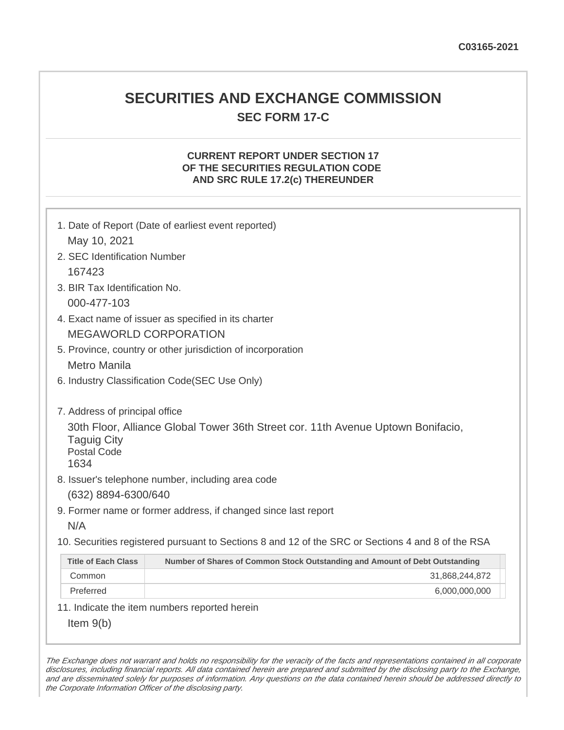C03165-2021

# SECURITIES AND EXCHANGE COMMISSION

## SEC FORM 17-C

### CURRENT REPORT UNDER SECTION 17 OF THE SECURITIES REGULATION CODE AND SRC RULE 17.2(c) THEREUNDER

1. Date of Report (Date of earliest event reported)
   May 10, 2021
2. SEC Identification Number
   167423
3. BIR Tax Identification No.
   000-477-103
4. Exact name of issuer as specified in its charter
   MEGAWORLD CORPORATION
5. Province, country or other jurisdiction of incorporation
   Metro Manila
6. Industry Classification Code(SEC Use Only)

7. Address of principal office
   30th Floor, Alliance Global Tower 36th Street cor. 11th Avenue Uptown Bonifacio, Taguig City
   Postal Code
   1634
8. Issuer's telephone number, including area code
   (632) 8894-6300/640
9. Former name or former address, if changed since last report
   N/A
10. Securities registered pursuant to Sections 8 and 12 of the SRC or Sections 4 and 8 of the RSA

| Title of Each Class | Number of Shares of Common Stock Outstanding and Amount of Debt Outstanding |
|---|---|
| Common | 31,868,244,872 |
| Preferred | 6,000,000,000 |

11. Indicate the item numbers reported herein
    Item 9(b)

*The Exchange does not warrant and holds no responsibility for the veracity of the facts and representations contained in all corporate disclosures, including financial reports. All data contained herein are prepared and submitted by the disclosing party to the Exchange, and are disseminated solely for purposes of information. Any questions on the data contained herein should be addressed directly to the Corporate Information Officer of the disclosing party.*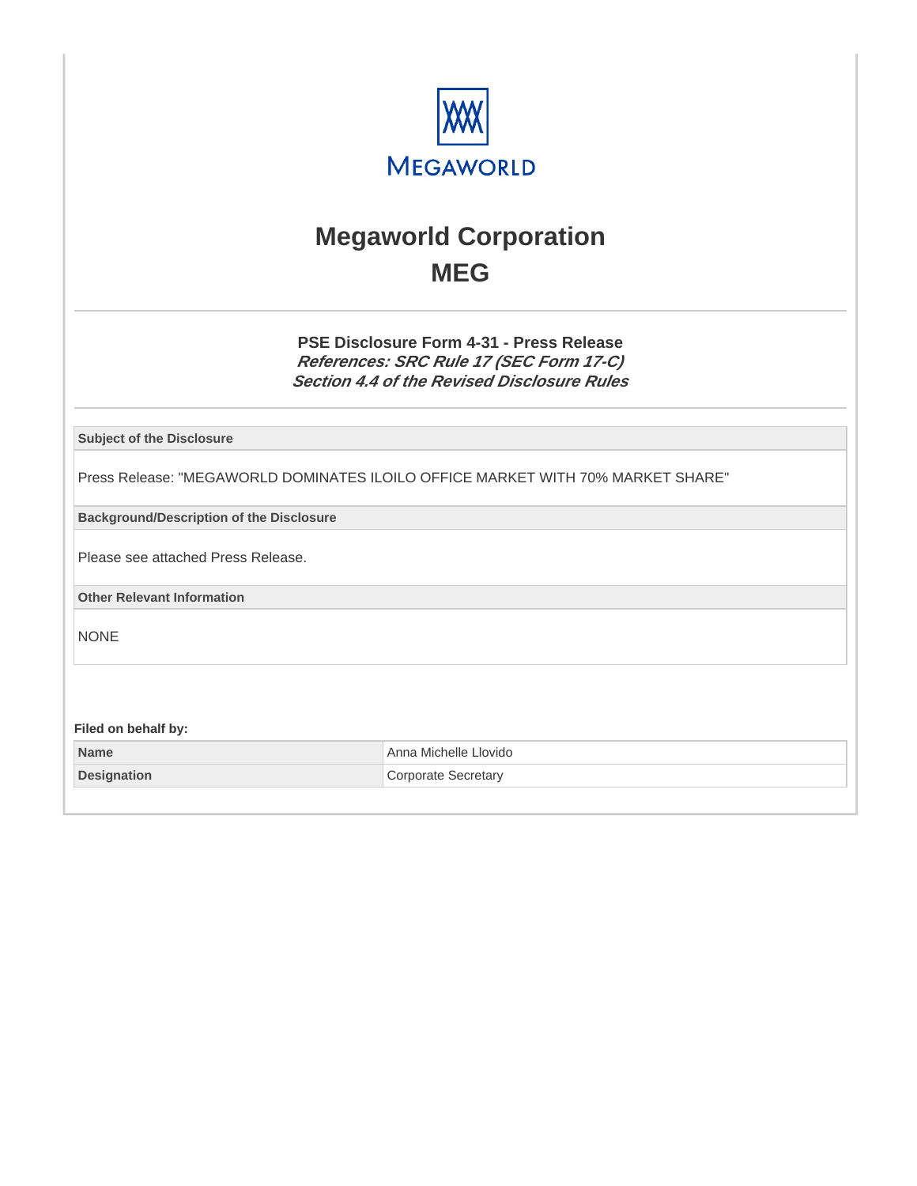MEGAWORLD

# Megaworld Corporation

# MEG

### PSE Disclosure Form 4-31 - Press Release

***References: SRC Rule 17 (SEC Form 17-C)***
***Section 4.4 of the Revised Disclosure Rules***

**Subject of the Disclosure**

Press Release: "MEGAWORLD DOMINATES ILOILO OFFICE MARKET WITH 70% MARKET SHARE"

**Background/Description of the Disclosure**

Please see attached Press Release.

**Other Relevant Information**

NONE

**Filed on behalf by:**

| | |
|---|---|
| **Name** | Anna Michelle Llovido |
| **Designation** | Corporate Secretary |